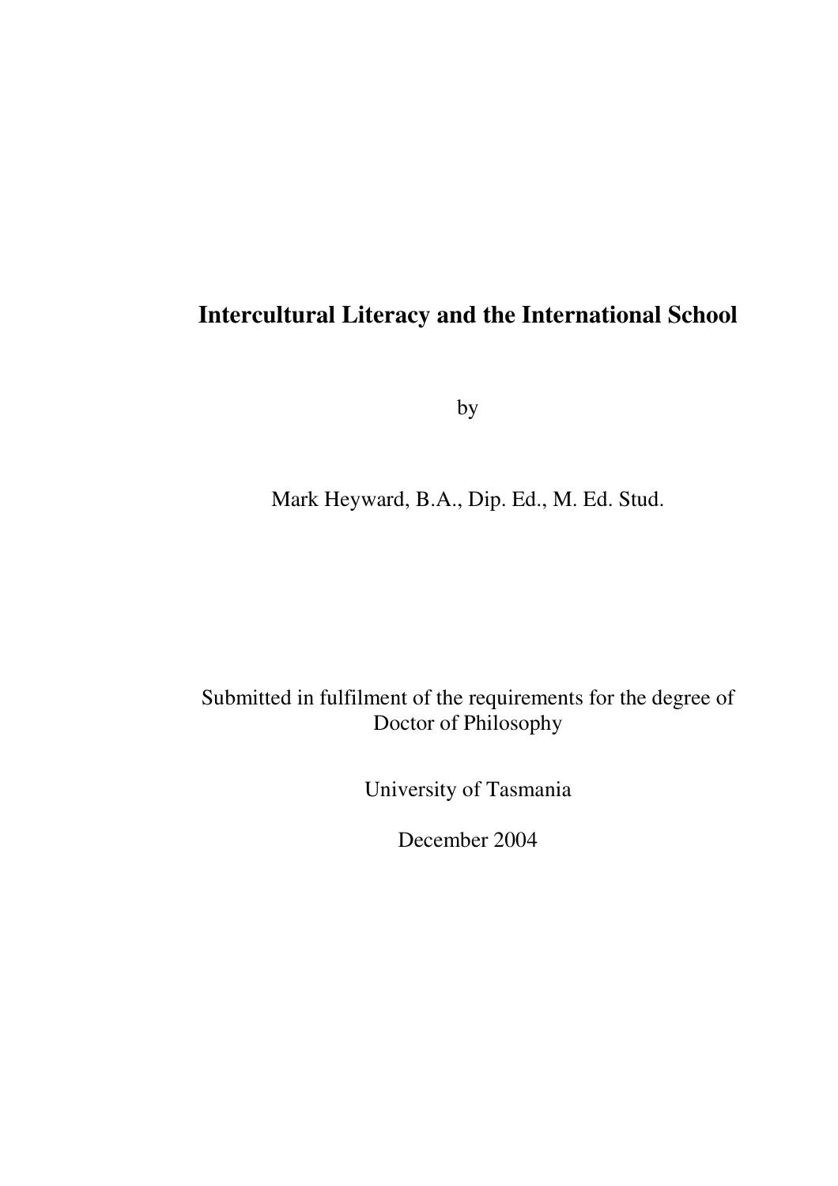# Intercultural Literacy and the International School

by

Mark Heyward, B.A., Dip. Ed., M. Ed. Stud.

Submitted in fulfilment of the requirements for the degree of Doctor of Philosophy

University of Tasmania

December 2004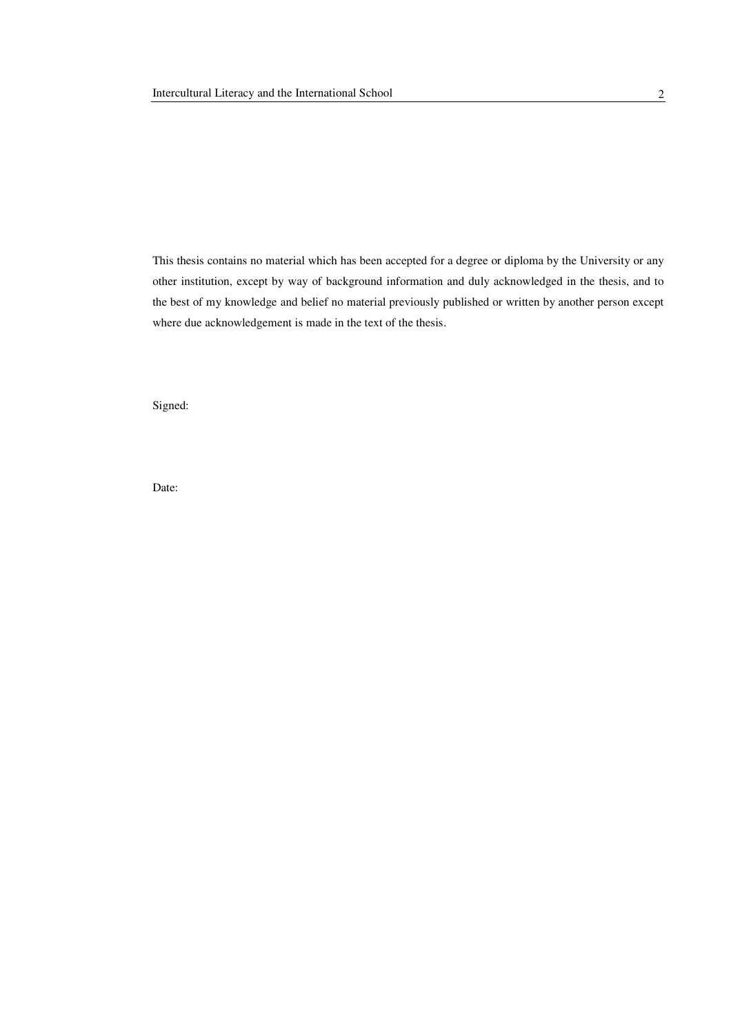This thesis contains no material which has been accepted for a degree or diploma by the University or any other institution, except by way of background information and duly acknowledged in the thesis, and to the best of my knowledge and belief no material previously published or written by another person except where due acknowledgement is made in the text of the thesis.

Signed:

Date: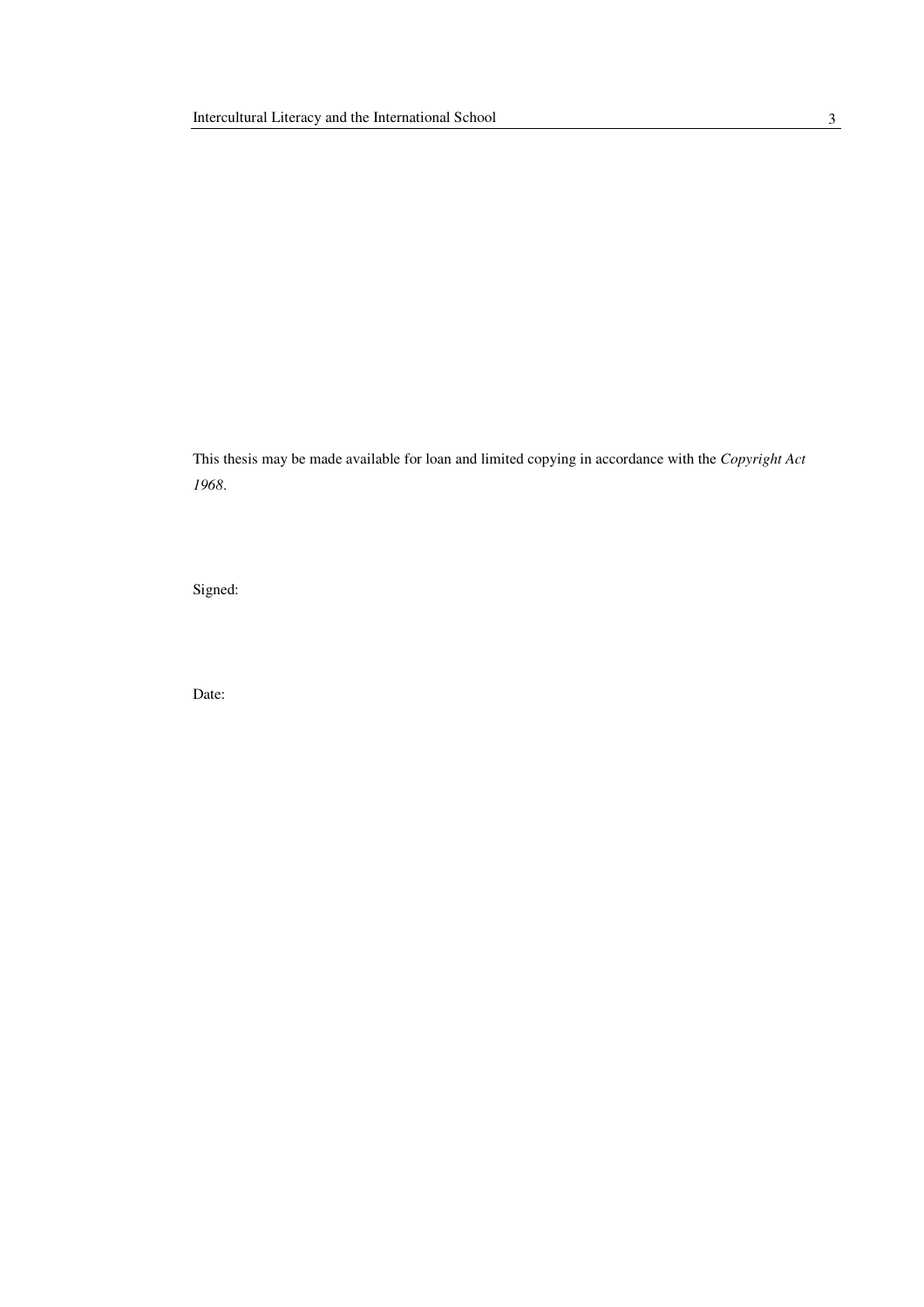This thesis may be made available for loan and limited copying in accordance with the *Copyright Act 1968*.

Signed:

Date: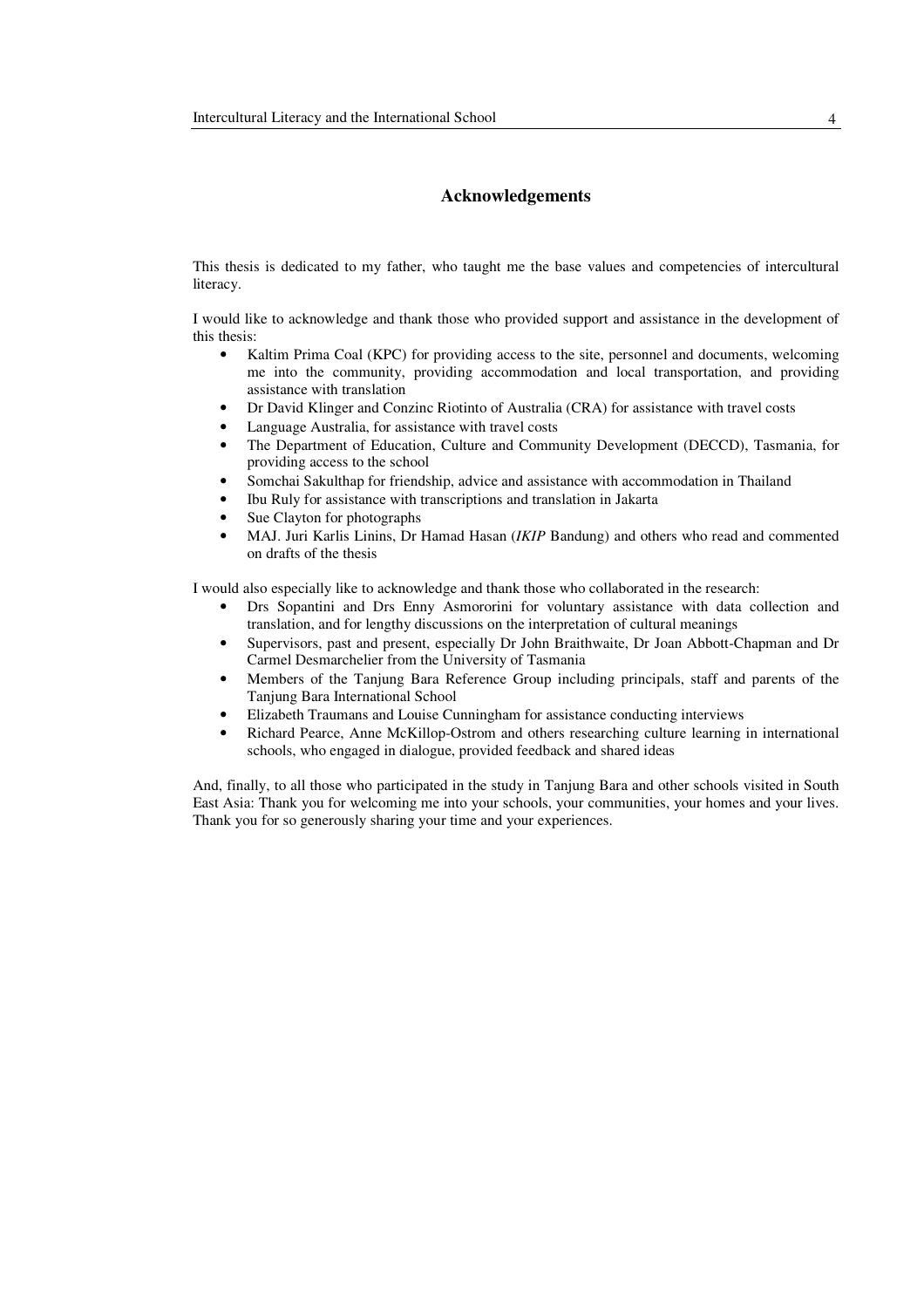## Acknowledgements

This thesis is dedicated to my father, who taught me the base values and competencies of intercultural literacy.

I would like to acknowledge and thank those who provided support and assistance in the development of this thesis:

- Kaltim Prima Coal (KPC) for providing access to the site, personnel and documents, welcoming me into the community, providing accommodation and local transportation, and providing assistance with translation
- Dr David Klinger and Conzinc Riotinto of Australia (CRA) for assistance with travel costs
- Language Australia, for assistance with travel costs
- The Department of Education, Culture and Community Development (DECCD), Tasmania, for providing access to the school
- Somchai Sakulthap for friendship, advice and assistance with accommodation in Thailand
- Ibu Ruly for assistance with transcriptions and translation in Jakarta
- Sue Clayton for photographs
- MAJ. Juri Karlis Linins, Dr Hamad Hasan (*IKIP* Bandung) and others who read and commented on drafts of the thesis

I would also especially like to acknowledge and thank those who collaborated in the research:

- Drs Sopantini and Drs Enny Asmororini for voluntary assistance with data collection and translation, and for lengthy discussions on the interpretation of cultural meanings
- Supervisors, past and present, especially Dr John Braithwaite, Dr Joan Abbott-Chapman and Dr Carmel Desmarchelier from the University of Tasmania
- Members of the Tanjung Bara Reference Group including principals, staff and parents of the Tanjung Bara International School
- Elizabeth Traumans and Louise Cunningham for assistance conducting interviews
- Richard Pearce, Anne McKillop-Ostrom and others researching culture learning in international schools, who engaged in dialogue, provided feedback and shared ideas

And, finally, to all those who participated in the study in Tanjung Bara and other schools visited in South East Asia: Thank you for welcoming me into your schools, your communities, your homes and your lives. Thank you for so generously sharing your time and your experiences.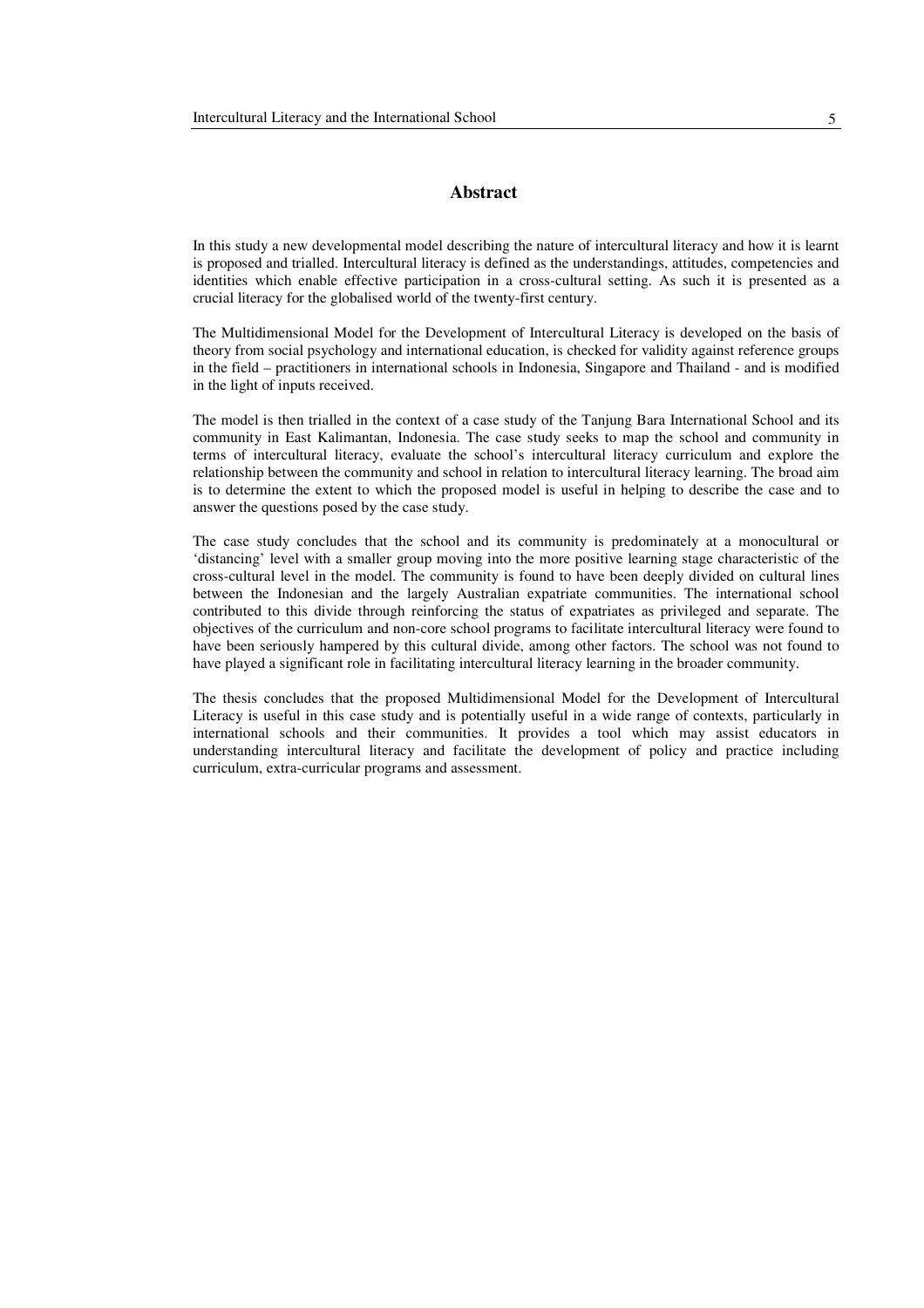## Abstract

In this study a new developmental model describing the nature of intercultural literacy and how it is learnt is proposed and trialled. Intercultural literacy is defined as the understandings, attitudes, competencies and identities which enable effective participation in a cross-cultural setting. As such it is presented as a crucial literacy for the globalised world of the twenty-first century.

The Multidimensional Model for the Development of Intercultural Literacy is developed on the basis of theory from social psychology and international education, is checked for validity against reference groups in the field – practitioners in international schools in Indonesia, Singapore and Thailand - and is modified in the light of inputs received.

The model is then trialled in the context of a case study of the Tanjung Bara International School and its community in East Kalimantan, Indonesia. The case study seeks to map the school and community in terms of intercultural literacy, evaluate the school's intercultural literacy curriculum and explore the relationship between the community and school in relation to intercultural literacy learning. The broad aim is to determine the extent to which the proposed model is useful in helping to describe the case and to answer the questions posed by the case study.

The case study concludes that the school and its community is predominately at a monocultural or 'distancing' level with a smaller group moving into the more positive learning stage characteristic of the cross-cultural level in the model. The community is found to have been deeply divided on cultural lines between the Indonesian and the largely Australian expatriate communities. The international school contributed to this divide through reinforcing the status of expatriates as privileged and separate. The objectives of the curriculum and non-core school programs to facilitate intercultural literacy were found to have been seriously hampered by this cultural divide, among other factors. The school was not found to have played a significant role in facilitating intercultural literacy learning in the broader community.

The thesis concludes that the proposed Multidimensional Model for the Development of Intercultural Literacy is useful in this case study and is potentially useful in a wide range of contexts, particularly in international schools and their communities. It provides a tool which may assist educators in understanding intercultural literacy and facilitate the development of policy and practice including curriculum, extra-curricular programs and assessment.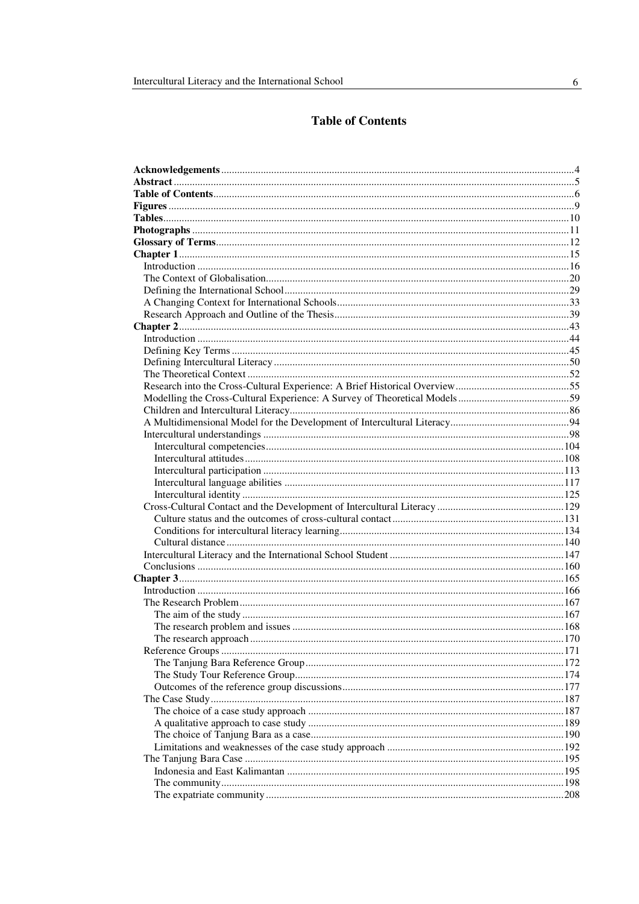# Table of Contents

**Acknowledgements** .......... 4
**Abstract** .......... 5
**Table of Contents** .......... 6
**Figures** .......... 9
**Tables** .......... 10
**Photographs** .......... 11
**Glossary of Terms** .......... 12
**Chapter 1** .......... 15
- Introduction .......... 16
- The Context of Globalisation .......... 20
- Defining the International School .......... 29
- A Changing Context for International Schools .......... 33
- Research Approach and Outline of the Thesis .......... 39

**Chapter 2** .......... 43
- Introduction .......... 44
- Defining Key Terms .......... 45
- Defining Intercultural Literacy .......... 50
- The Theoretical Context .......... 52
- Research into the Cross-Cultural Experience: A Brief Historical Overview .......... 55
- Modelling the Cross-Cultural Experience: A Survey of Theoretical Models .......... 59
- Children and Intercultural Literacy .......... 86
- A Multidimensional Model for the Development of Intercultural Literacy .......... 94
- Intercultural understandings .......... 98
  - Intercultural competencies .......... 104
  - Intercultural attitudes .......... 108
  - Intercultural participation .......... 113
  - Intercultural language abilities .......... 117
  - Intercultural identity .......... 125
- Cross-Cultural Contact and the Development of Intercultural Literacy .......... 129
  - Culture status and the outcomes of cross-cultural contact .......... 131
  - Conditions for intercultural literacy learning .......... 134
  - Cultural distance .......... 140
- Intercultural Literacy and the International School Student .......... 147
- Conclusions .......... 160

**Chapter 3** .......... 165
- Introduction .......... 166
- The Research Problem .......... 167
  - The aim of the study .......... 167
  - The research problem and issues .......... 168
  - The research approach .......... 170
- Reference Groups .......... 171
  - The Tanjung Bara Reference Group .......... 172
  - The Study Tour Reference Group .......... 174
  - Outcomes of the reference group discussions .......... 177
- The Case Study .......... 187
  - The choice of a case study approach .......... 187
  - A qualitative approach to case study .......... 189
  - The choice of Tanjung Bara as a case .......... 190
  - Limitations and weaknesses of the case study approach .......... 192
- The Tanjung Bara Case .......... 195
  - Indonesia and East Kalimantan .......... 195
  - The community .......... 198
  - The expatriate community .......... 208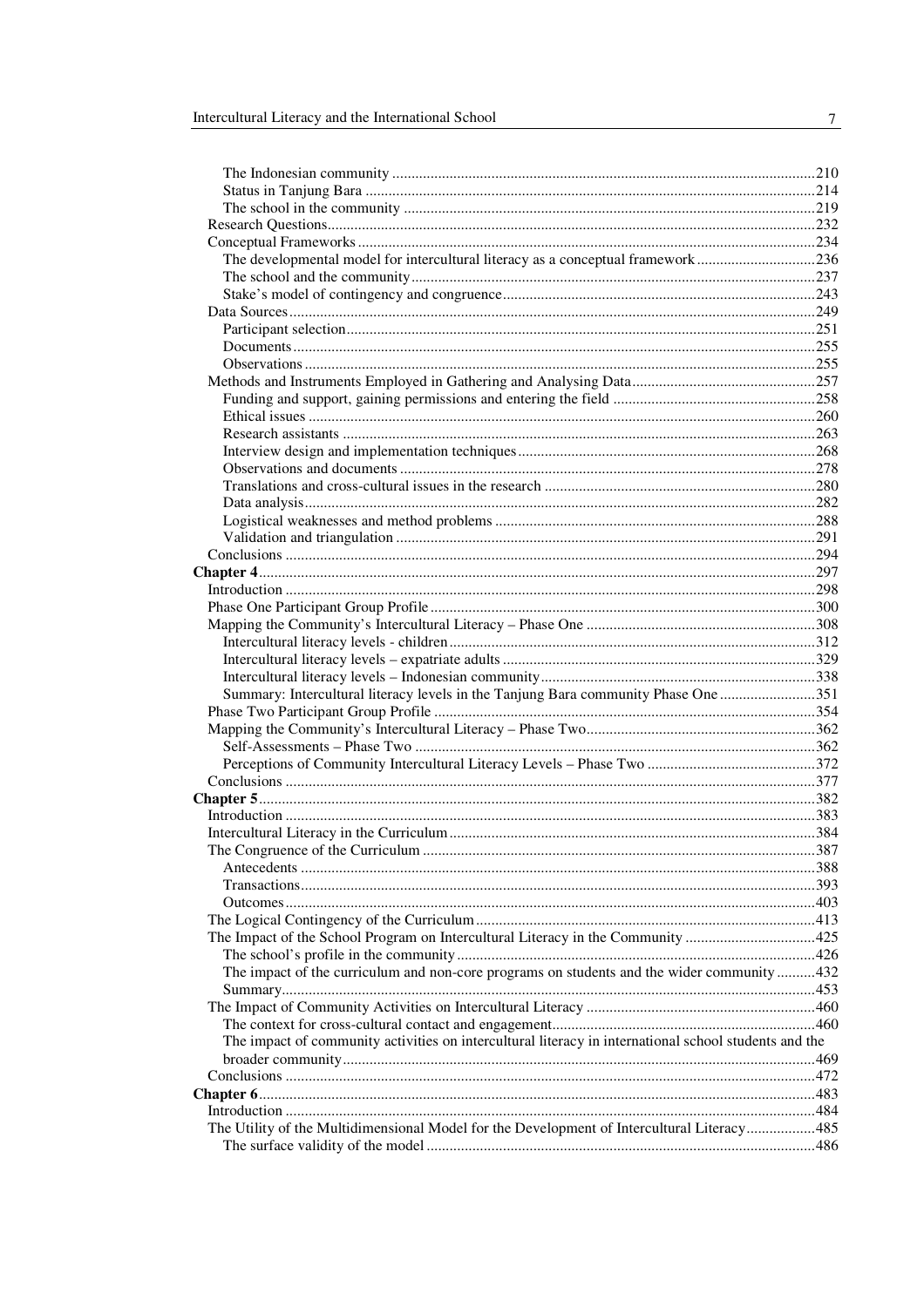- The Indonesian community .....210
- Status in Tanjung Bara .....214
- The school in the community .....219

Research Questions .....232

Conceptual Frameworks .....234

- The developmental model for intercultural literacy as a conceptual framework .....236
- The school and the community .....237
- Stake's model of contingency and congruence .....243

Data Sources .....249

- Participant selection .....251
- Documents .....255
- Observations .....255

Methods and Instruments Employed in Gathering and Analysing Data .....257

- Funding and support, gaining permissions and entering the field .....258
- Ethical issues .....260
- Research assistants .....263
- Interview design and implementation techniques .....268
- Observations and documents .....278
- Translations and cross-cultural issues in the research .....280
- Data analysis .....282
- Logistical weaknesses and method problems .....288
- Validation and triangulation .....291

Conclusions .....294

**Chapter 4** .....297

Introduction .....298

Phase One Participant Group Profile .....300

Mapping the Community's Intercultural Literacy – Phase One .....308

- Intercultural literacy levels - children .....312
- Intercultural literacy levels – expatriate adults .....329
- Intercultural literacy levels – Indonesian community .....338
- Summary: Intercultural literacy levels in the Tanjung Bara community Phase One .....351

Phase Two Participant Group Profile .....354

Mapping the Community's Intercultural Literacy – Phase Two .....362

- Self-Assessments – Phase Two .....362
- Perceptions of Community Intercultural Literacy Levels – Phase Two .....372

Conclusions .....377

**Chapter 5** .....382

Introduction .....383

Intercultural Literacy in the Curriculum .....384

The Congruence of the Curriculum .....387

- Antecedents .....388
- Transactions .....393
- Outcomes .....403

The Logical Contingency of the Curriculum .....413

The Impact of the School Program on Intercultural Literacy in the Community .....425

- The school's profile in the community .....426
- The impact of the curriculum and non-core programs on students and the wider community .....432
- Summary .....453

The Impact of Community Activities on Intercultural Literacy .....460

- The context for cross-cultural contact and engagement .....460
- The impact of community activities on intercultural literacy in international school students and the broader community .....469

Conclusions .....472

**Chapter 6** .....483

Introduction .....484

The Utility of the Multidimensional Model for the Development of Intercultural Literacy .....485

- The surface validity of the model .....486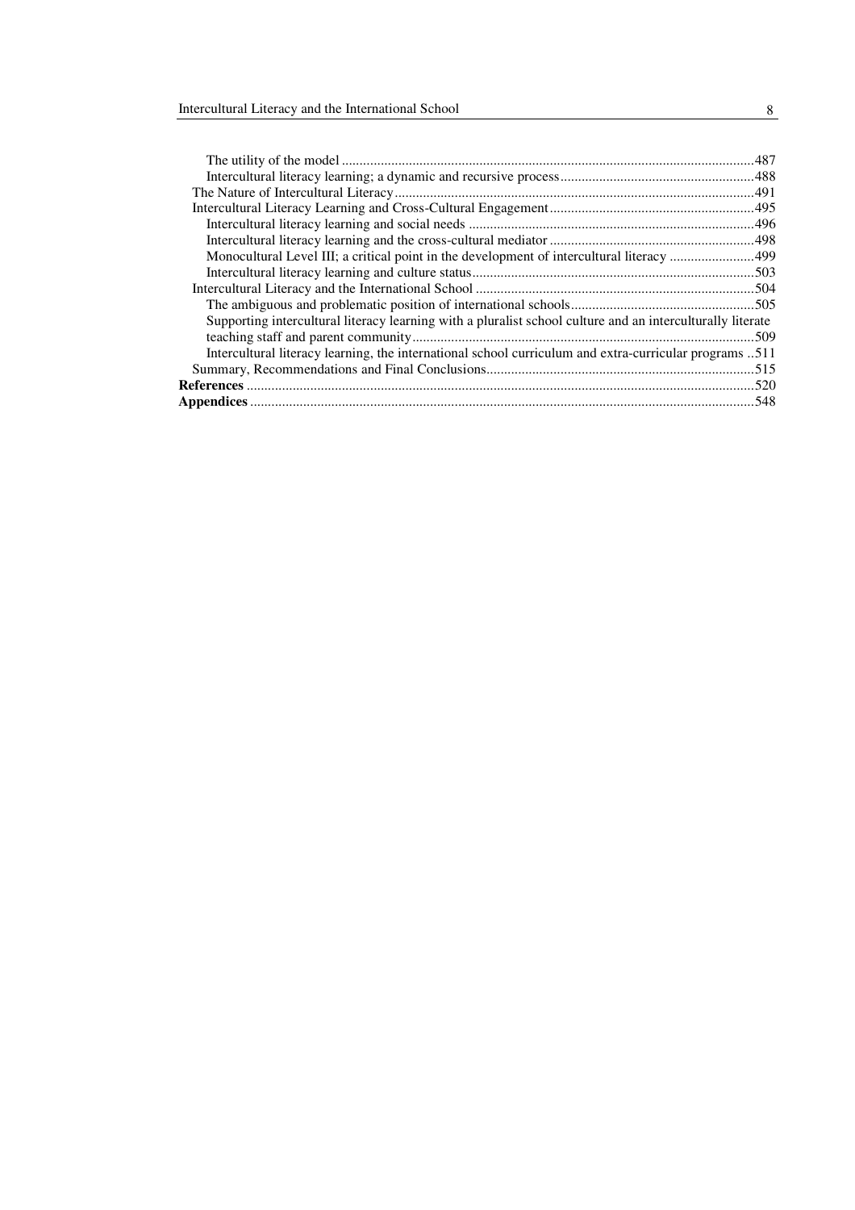- The utility of the model ......................................................................................................487
- Intercultural literacy learning; a dynamic and recursive process........................................................488

The Nature of Intercultural Literacy.......................................................................................................491

Intercultural Literacy Learning and Cross-Cultural Engagement............................................................495

- Intercultural literacy learning and social needs ..................................................................................496
- Intercultural literacy learning and the cross-cultural mediator ............................................................498
- Monocultural Level III; a critical point in the development of intercultural literacy ..........................499
- Intercultural literacy learning and culture status.................................................................................503

Intercultural Literacy and the International School ................................................................................504

- The ambiguous and problematic position of international schools.....................................................505
- Supporting intercultural literacy learning with a pluralist school culture and an interculturally literate teaching staff and parent community.................................................................................................509
- Intercultural literacy learning, the international school curriculum and extra-curricular programs ..511

Summary, Recommendations and Final Conclusions.............................................................................515

**References** ................................................................................................................................................520

**Appendices** ...............................................................................................................................................548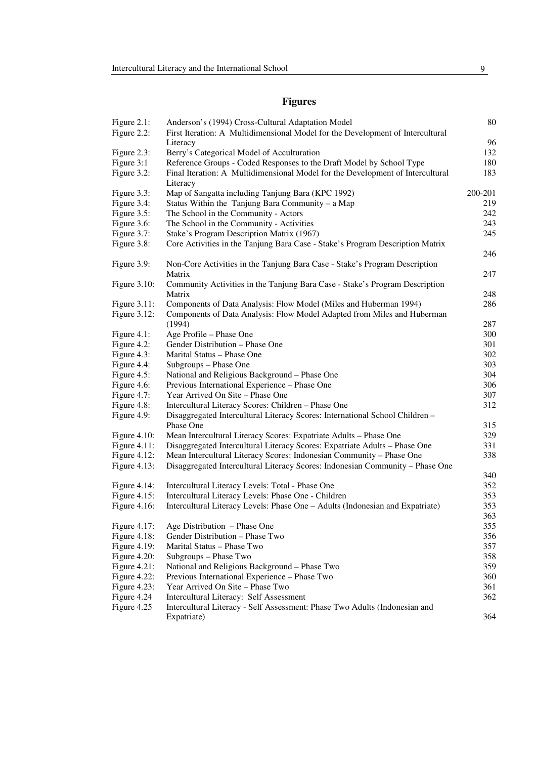# Figures

| | | |
|---|---|---|
| Figure 2.1: | Anderson's (1994) Cross-Cultural Adaptation Model | 80 |
| Figure 2.2: | First Iteration: A Multidimensional Model for the Development of Intercultural Literacy | 96 |
| Figure 2.3: | Berry's Categorical Model of Acculturation | 132 |
| Figure 3:1 | Reference Groups - Coded Responses to the Draft Model by School Type | 180 |
| Figure 3.2: | Final Iteration: A Multidimensional Model for the Development of Intercultural Literacy | 183 |
| Figure 3.3: | Map of Sangatta including Tanjung Bara (KPC 1992) | 200-201 |
| Figure 3.4: | Status Within the Tanjung Bara Community – a Map | 219 |
| Figure 3.5: | The School in the Community - Actors | 242 |
| Figure 3.6: | The School in the Community - Activities | 243 |
| Figure 3.7: | Stake's Program Description Matrix (1967) | 245 |
| Figure 3.8: | Core Activities in the Tanjung Bara Case - Stake's Program Description Matrix | 246 |
| Figure 3.9: | Non-Core Activities in the Tanjung Bara Case - Stake's Program Description Matrix | 247 |
| Figure 3.10: | Community Activities in the Tanjung Bara Case - Stake's Program Description Matrix | 248 |
| Figure 3.11: | Components of Data Analysis: Flow Model (Miles and Huberman 1994) | 286 |
| Figure 3.12: | Components of Data Analysis: Flow Model Adapted from Miles and Huberman (1994) | 287 |
| Figure 4.1: | Age Profile – Phase One | 300 |
| Figure 4.2: | Gender Distribution – Phase One | 301 |
| Figure 4.3: | Marital Status – Phase One | 302 |
| Figure 4.4: | Subgroups – Phase One | 303 |
| Figure 4.5: | National and Religious Background – Phase One | 304 |
| Figure 4.6: | Previous International Experience – Phase One | 306 |
| Figure 4.7: | Year Arrived On Site – Phase One | 307 |
| Figure 4.8: | Intercultural Literacy Scores: Children – Phase One | 312 |
| Figure 4.9: | Disaggregated Intercultural Literacy Scores: International School Children – Phase One | 315 |
| Figure 4.10: | Mean Intercultural Literacy Scores: Expatriate Adults – Phase One | 329 |
| Figure 4.11: | Disaggregated Intercultural Literacy Scores: Expatriate Adults – Phase One | 331 |
| Figure 4.12: | Mean Intercultural Literacy Scores: Indonesian Community – Phase One | 338 |
| Figure 4.13: | Disaggregated Intercultural Literacy Scores: Indonesian Community – Phase One | 340 |
| Figure 4.14: | Intercultural Literacy Levels: Total - Phase One | 352 |
| Figure 4.15: | Intercultural Literacy Levels: Phase One - Children | 353 |
| Figure 4.16: | Intercultural Literacy Levels: Phase One – Adults (Indonesian and Expatriate) | 353<br>363 |
| Figure 4.17: | Age Distribution – Phase One | 355 |
| Figure 4.18: | Gender Distribution – Phase Two | 356 |
| Figure 4.19: | Marital Status – Phase Two | 357 |
| Figure 4.20: | Subgroups – Phase Two | 358 |
| Figure 4.21: | National and Religious Background – Phase Two | 359 |
| Figure 4.22: | Previous International Experience – Phase Two | 360 |
| Figure 4.23: | Year Arrived On Site – Phase Two | 361 |
| Figure 4.24 | Intercultural Literacy: Self Assessment | 362 |
| Figure 4.25 | Intercultural Literacy - Self Assessment: Phase Two Adults (Indonesian and Expatriate) | 364 |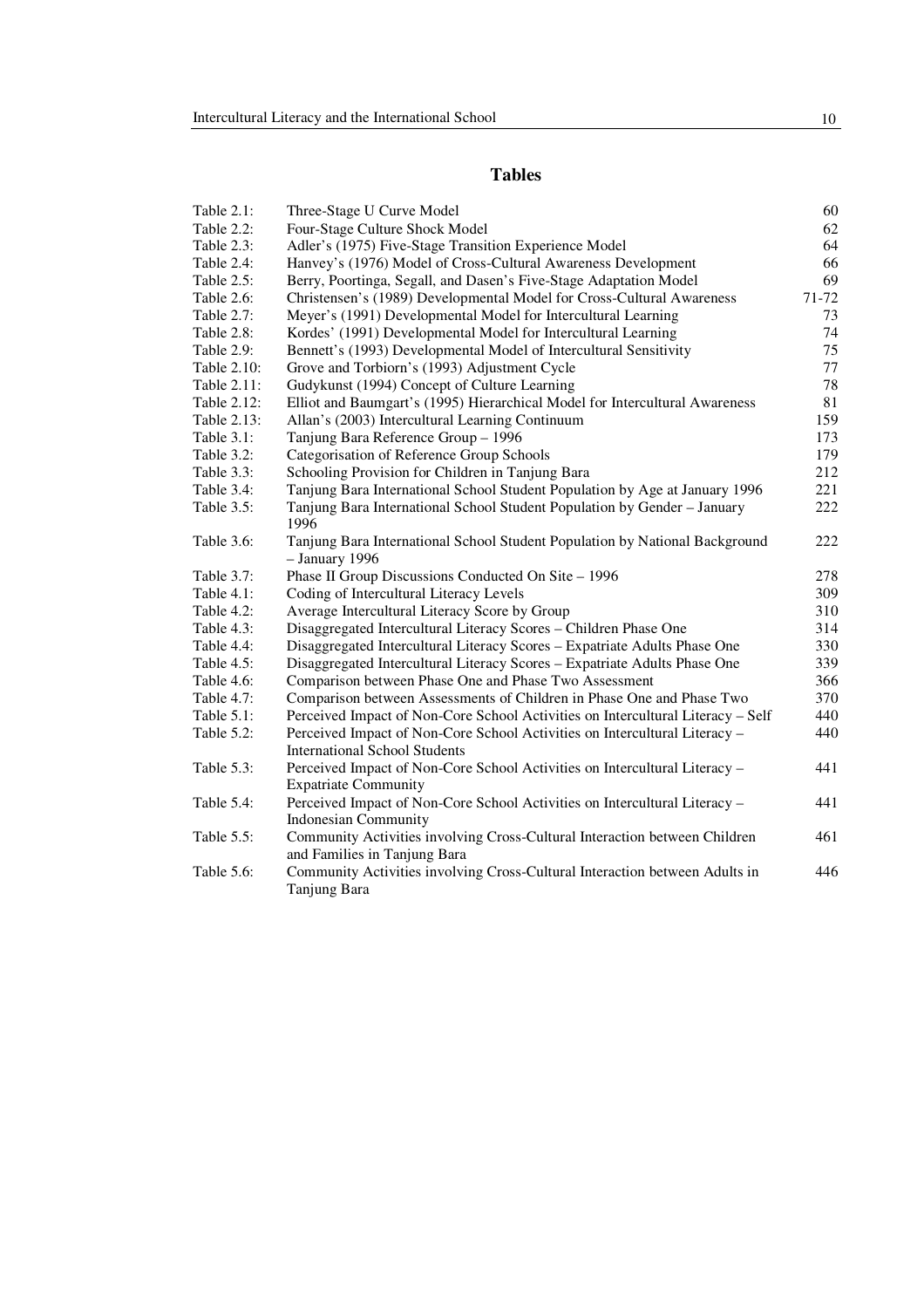## Tables

| | | |
|---|---|---|
| Table 2.1: | Three-Stage U Curve Model | 60 |
| Table 2.2: | Four-Stage Culture Shock Model | 62 |
| Table 2.3: | Adler's (1975) Five-Stage Transition Experience Model | 64 |
| Table 2.4: | Hanvey's (1976) Model of Cross-Cultural Awareness Development | 66 |
| Table 2.5: | Berry, Poortinga, Segall, and Dasen's Five-Stage Adaptation Model | 69 |
| Table 2.6: | Christensen's (1989) Developmental Model for Cross-Cultural Awareness | 71-72 |
| Table 2.7: | Meyer's (1991) Developmental Model for Intercultural Learning | 73 |
| Table 2.8: | Kordes' (1991) Developmental Model for Intercultural Learning | 74 |
| Table 2.9: | Bennett's (1993) Developmental Model of Intercultural Sensitivity | 75 |
| Table 2.10: | Grove and Torbiorn's (1993) Adjustment Cycle | 77 |
| Table 2.11: | Gudykunst (1994) Concept of Culture Learning | 78 |
| Table 2.12: | Elliot and Baumgart's (1995) Hierarchical Model for Intercultural Awareness | 81 |
| Table 2.13: | Allan's (2003) Intercultural Learning Continuum | 159 |
| Table 3.1: | Tanjung Bara Reference Group – 1996 | 173 |
| Table 3.2: | Categorisation of Reference Group Schools | 179 |
| Table 3.3: | Schooling Provision for Children in Tanjung Bara | 212 |
| Table 3.4: | Tanjung Bara International School Student Population by Age at January 1996 | 221 |
| Table 3.5: | Tanjung Bara International School Student Population by Gender – January 1996 | 222 |
| Table 3.6: | Tanjung Bara International School Student Population by National Background – January 1996 | 222 |
| Table 3.7: | Phase II Group Discussions Conducted On Site – 1996 | 278 |
| Table 4.1: | Coding of Intercultural Literacy Levels | 309 |
| Table 4.2: | Average Intercultural Literacy Score by Group | 310 |
| Table 4.3: | Disaggregated Intercultural Literacy Scores – Children Phase One | 314 |
| Table 4.4: | Disaggregated Intercultural Literacy Scores – Expatriate Adults Phase One | 330 |
| Table 4.5: | Disaggregated Intercultural Literacy Scores – Expatriate Adults Phase One | 339 |
| Table 4.6: | Comparison between Phase One and Phase Two Assessment | 366 |
| Table 4.7: | Comparison between Assessments of Children in Phase One and Phase Two | 370 |
| Table 5.1: | Perceived Impact of Non-Core School Activities on Intercultural Literacy – Self | 440 |
| Table 5.2: | Perceived Impact of Non-Core School Activities on Intercultural Literacy – International School Students | 440 |
| Table 5.3: | Perceived Impact of Non-Core School Activities on Intercultural Literacy – Expatriate Community | 441 |
| Table 5.4: | Perceived Impact of Non-Core School Activities on Intercultural Literacy – Indonesian Community | 441 |
| Table 5.5: | Community Activities involving Cross-Cultural Interaction between Children and Families in Tanjung Bara | 461 |
| Table 5.6: | Community Activities involving Cross-Cultural Interaction between Adults in Tanjung Bara | 446 |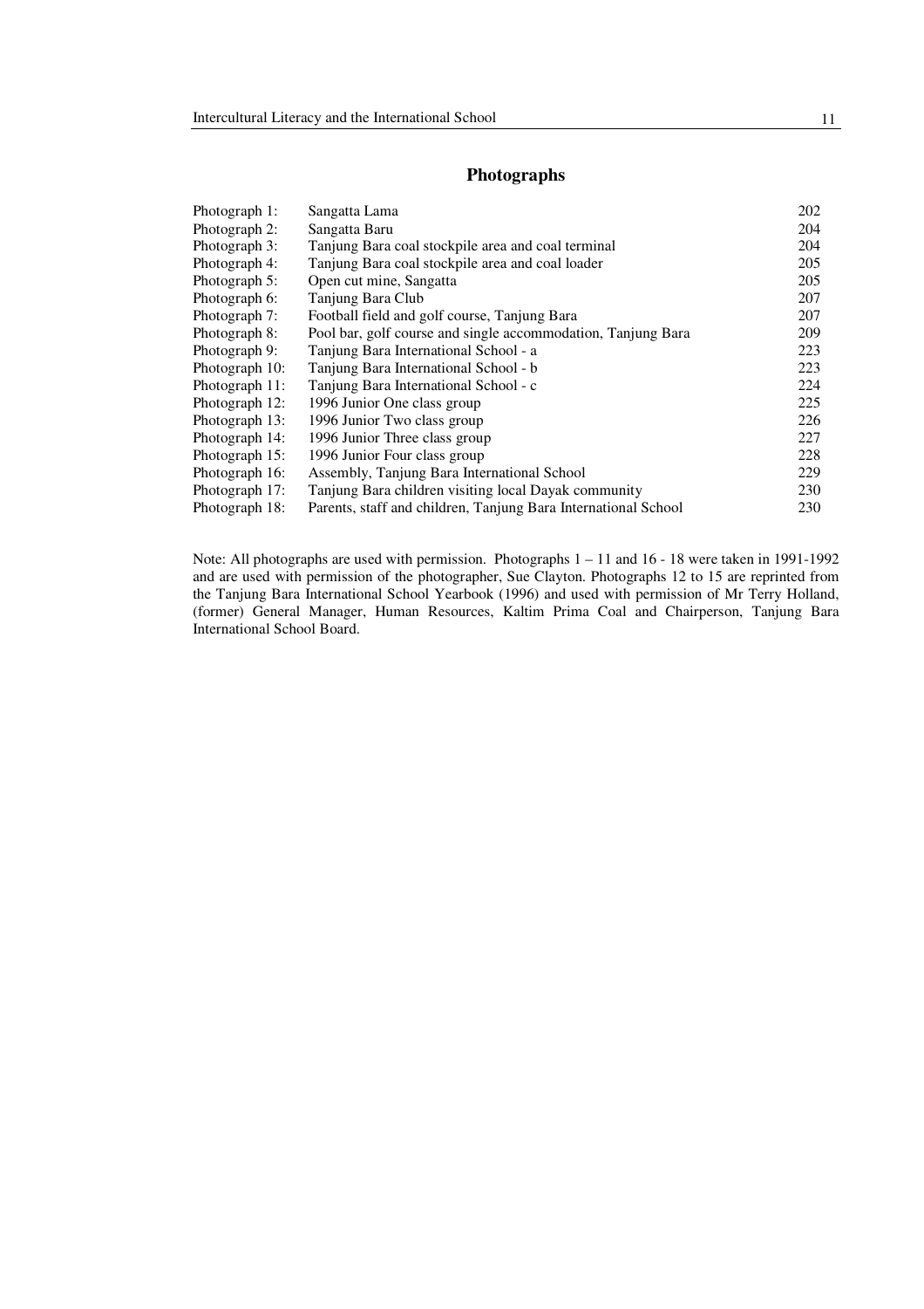# Photographs

| | | |
|---|---|---|
| Photograph 1: | Sangatta Lama | 202 |
| Photograph 2: | Sangatta Baru | 204 |
| Photograph 3: | Tanjung Bara coal stockpile area and coal terminal | 204 |
| Photograph 4: | Tanjung Bara coal stockpile area and coal loader | 205 |
| Photograph 5: | Open cut mine, Sangatta | 205 |
| Photograph 6: | Tanjung Bara Club | 207 |
| Photograph 7: | Football field and golf course, Tanjung Bara | 207 |
| Photograph 8: | Pool bar, golf course and single accommodation, Tanjung Bara | 209 |
| Photograph 9: | Tanjung Bara International School - a | 223 |
| Photograph 10: | Tanjung Bara International School - b | 223 |
| Photograph 11: | Tanjung Bara International School - c | 224 |
| Photograph 12: | 1996 Junior One class group | 225 |
| Photograph 13: | 1996 Junior Two class group | 226 |
| Photograph 14: | 1996 Junior Three class group | 227 |
| Photograph 15: | 1996 Junior Four class group | 228 |
| Photograph 16: | Assembly, Tanjung Bara International School | 229 |
| Photograph 17: | Tanjung Bara children visiting local Dayak community | 230 |
| Photograph 18: | Parents, staff and children, Tanjung Bara International School | 230 |

Note: All photographs are used with permission. Photographs 1 – 11 and 16 - 18 were taken in 1991-1992 and are used with permission of the photographer, Sue Clayton. Photographs 12 to 15 are reprinted from the Tanjung Bara International School Yearbook (1996) and used with permission of Mr Terry Holland, (former) General Manager, Human Resources, Kaltim Prima Coal and Chairperson, Tanjung Bara International School Board.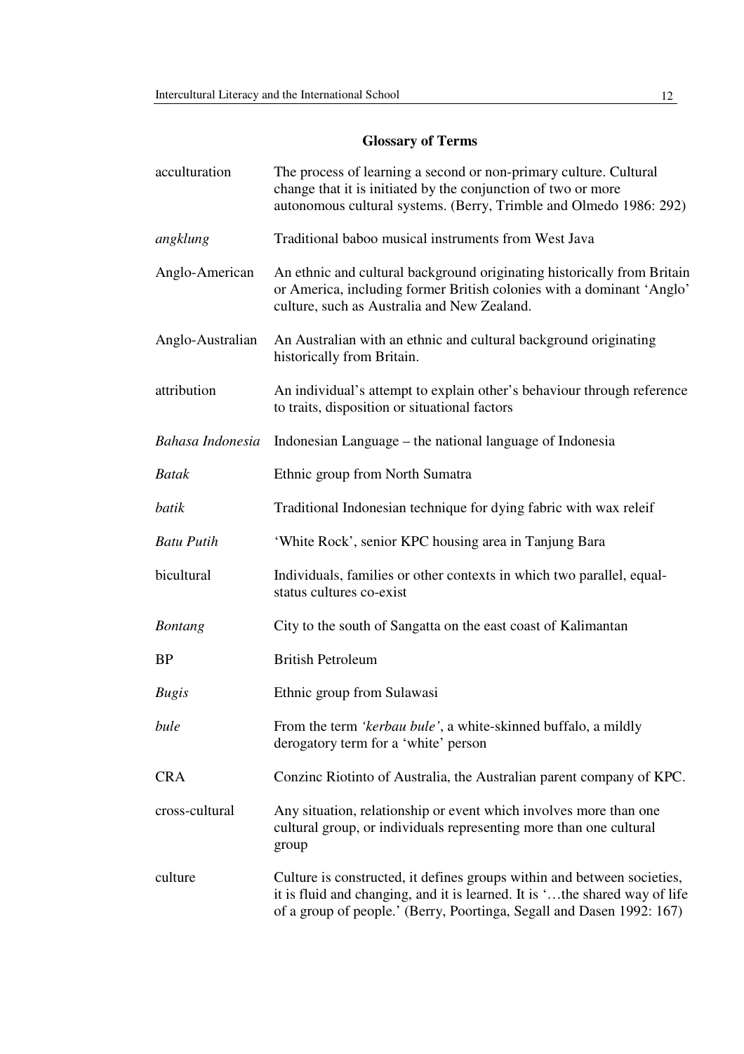## Glossary of Terms

| | |
|---|---|
| acculturation | The process of learning a second or non-primary culture. Cultural change that it is initiated by the conjunction of two or more autonomous cultural systems. (Berry, Trimble and Olmedo 1986: 292) |
| *angklung* | Traditional baboo musical instruments from West Java |
| Anglo-American | An ethnic and cultural background originating historically from Britain or America, including former British colonies with a dominant 'Anglo' culture, such as Australia and New Zealand. |
| Anglo-Australian | An Australian with an ethnic and cultural background originating historically from Britain. |
| attribution | An individual's attempt to explain other's behaviour through reference to traits, disposition or situational factors |
| *Bahasa Indonesia* | Indonesian Language – the national language of Indonesia |
| *Batak* | Ethnic group from North Sumatra |
| *batik* | Traditional Indonesian technique for dying fabric with wax releif |
| *Batu Putih* | 'White Rock', senior KPC housing area in Tanjung Bara |
| bicultural | Individuals, families or other contexts in which two parallel, equal-status cultures co-exist |
| *Bontang* | City to the south of Sangatta on the east coast of Kalimantan |
| BP | British Petroleum |
| *Bugis* | Ethnic group from Sulawasi |
| *bule* | From the term *'kerbau bule'*, a white-skinned buffalo, a mildly derogatory term for a 'white' person |
| CRA | Conzinc Riotinto of Australia, the Australian parent company of KPC. |
| cross-cultural | Any situation, relationship or event which involves more than one cultural group, or individuals representing more than one cultural group |
| culture | Culture is constructed, it defines groups within and between societies, it is fluid and changing, and it is learned. It is '…the shared way of life of a group of people.' (Berry, Poortinga, Segall and Dasen 1992: 167) |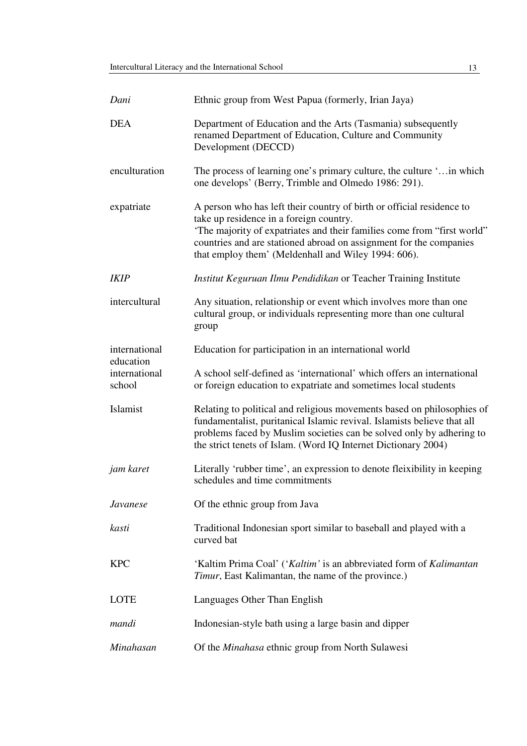| | |
|---|---|
| *Dani* | Ethnic group from West Papua (formerly, Irian Jaya) |
| DEA | Department of Education and the Arts (Tasmania) subsequently renamed Department of Education, Culture and Community Development (DECCD) |
| enculturation | The process of learning one's primary culture, the culture '…in which one develops' (Berry, Trimble and Olmedo 1986: 291). |
| expatriate | A person who has left their country of birth or official residence to take up residence in a foreign country. 'The majority of expatriates and their families come from "first world" countries and are stationed abroad on assignment for the companies that employ them' (Meldenhall and Wiley 1994: 606). |
| *IKIP* | *Institut Keguruan Ilmu Pendidikan* or Teacher Training Institute |
| intercultural | Any situation, relationship or event which involves more than one cultural group, or individuals representing more than one cultural group |
| international education | Education for participation in an international world |
| international school | A school self-defined as 'international' which offers an international or foreign education to expatriate and sometimes local students |
| Islamist | Relating to political and religious movements based on philosophies of fundamentalist, puritanical Islamic revival. Islamists believe that all problems faced by Muslim societies can be solved only by adhering to the strict tenets of Islam. (Word IQ Internet Dictionary 2004) |
| *jam karet* | Literally 'rubber time', an expression to denote fleixibility in keeping schedules and time commitments |
| *Javanese* | Of the ethnic group from Java |
| *kasti* | Traditional Indonesian sport similar to baseball and played with a curved bat |
| KPC | 'Kaltim Prima Coal' ('*Kaltim'* is an abbreviated form of *Kalimantan Timur*, East Kalimantan, the name of the province.) |
| LOTE | Languages Other Than English |
| *mandi* | Indonesian-style bath using a large basin and dipper |
| *Minahasan* | Of the *Minahasa* ethnic group from North Sulawesi |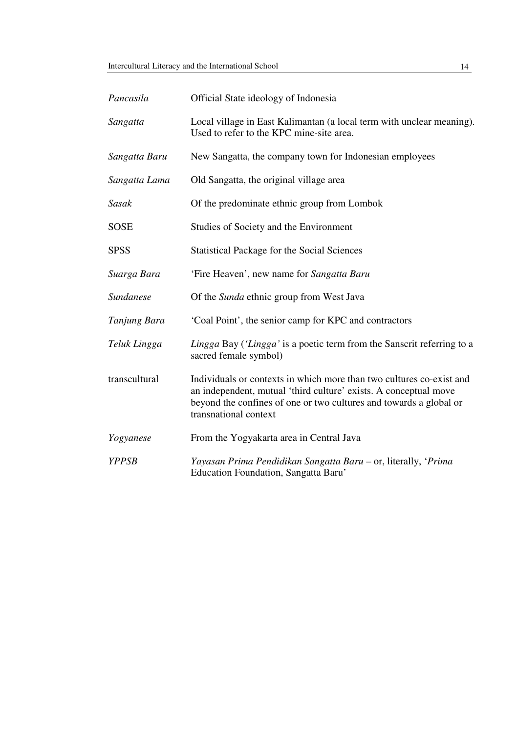| | |
|---|---|
| *Pancasila* | Official State ideology of Indonesia |
| *Sangatta* | Local village in East Kalimantan (a local term with unclear meaning). Used to refer to the KPC mine-site area. |
| *Sangatta Baru* | New Sangatta, the company town for Indonesian employees |
| *Sangatta Lama* | Old Sangatta, the original village area |
| *Sasak* | Of the predominate ethnic group from Lombok |
| SOSE | Studies of Society and the Environment |
| SPSS | Statistical Package for the Social Sciences |
| *Suarga Bara* | 'Fire Heaven', new name for *Sangatta Baru* |
| *Sundanese* | Of the *Sunda* ethnic group from West Java |
| *Tanjung Bara* | 'Coal Point', the senior camp for KPC and contractors |
| *Teluk Lingga* | *Lingga* Bay (*'Lingga'* is a poetic term from the Sanscrit referring to a sacred female symbol) |
| transcultural | Individuals or contexts in which more than two cultures co-exist and an independent, mutual 'third culture' exists. A conceptual move beyond the confines of one or two cultures and towards a global or transnational context |
| *Yogyanese* | From the Yogyakarta area in Central Java |
| *YPPSB* | *Yayasan Prima Pendidikan Sangatta Baru* – or, literally, '*Prima* Education Foundation, Sangatta Baru' |